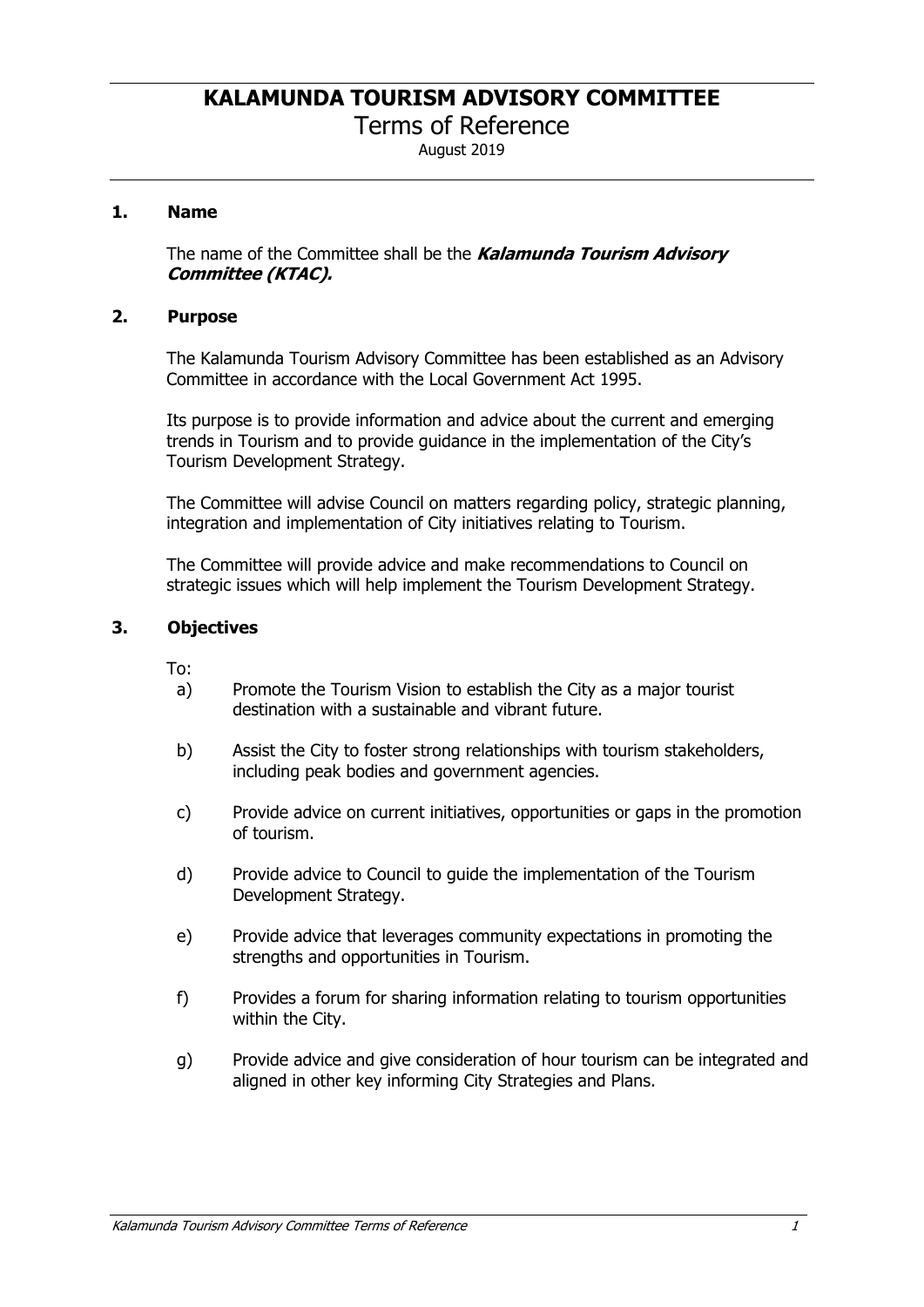# KALAMUNDA TOURISM ADVISORY COMMITTEE

Terms of Reference

August 2019

## 1. Name

The name of the Committee shall be the ***Kalamunda Tourism Advisory Committee (KTAC).***

## 2. Purpose

The Kalamunda Tourism Advisory Committee has been established as an Advisory Committee in accordance with the Local Government Act 1995.

Its purpose is to provide information and advice about the current and emerging trends in Tourism and to provide guidance in the implementation of the City's Tourism Development Strategy.

The Committee will advise Council on matters regarding policy, strategic planning, integration and implementation of City initiatives relating to Tourism.

The Committee will provide advice and make recommendations to Council on strategic issues which will help implement the Tourism Development Strategy.

## 3. Objectives

To:

a) Promote the Tourism Vision to establish the City as a major tourist destination with a sustainable and vibrant future.

b) Assist the City to foster strong relationships with tourism stakeholders, including peak bodies and government agencies.

c) Provide advice on current initiatives, opportunities or gaps in the promotion of tourism.

d) Provide advice to Council to guide the implementation of the Tourism Development Strategy.

e) Provide advice that leverages community expectations in promoting the strengths and opportunities in Tourism.

f) Provides a forum for sharing information relating to tourism opportunities within the City.

g) Provide advice and give consideration of hour tourism can be integrated and aligned in other key informing City Strategies and Plans.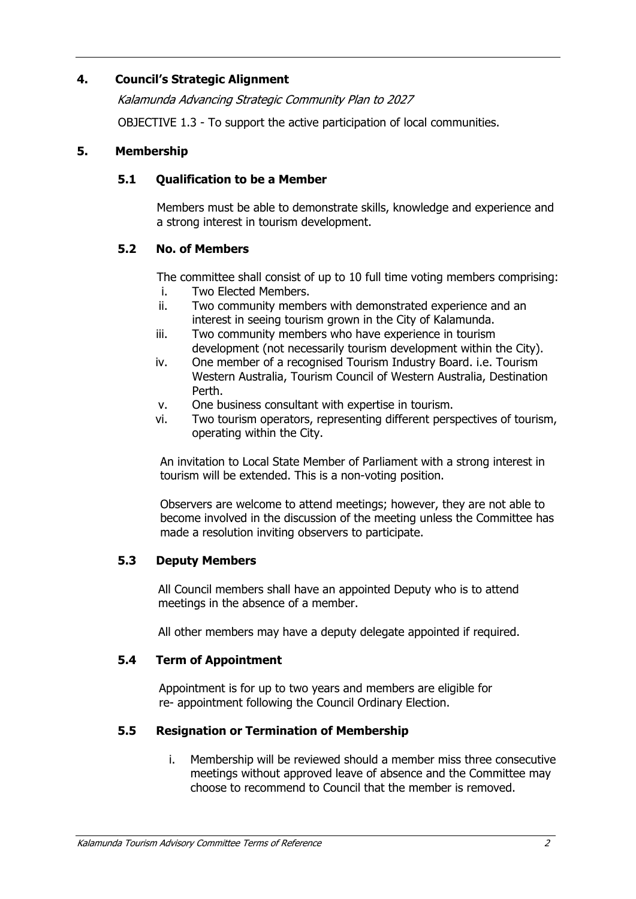## 4. Council's Strategic Alignment

*Kalamunda Advancing Strategic Community Plan to 2027*

OBJECTIVE 1.3 - To support the active participation of local communities.

## 5. Membership

### 5.1 Qualification to be a Member

Members must be able to demonstrate skills, knowledge and experience and a strong interest in tourism development.

### 5.2 No. of Members

The committee shall consist of up to 10 full time voting members comprising:

i. Two Elected Members.
ii. Two community members with demonstrated experience and an interest in seeing tourism grown in the City of Kalamunda.
iii. Two community members who have experience in tourism development (not necessarily tourism development within the City).
iv. One member of a recognised Tourism Industry Board. i.e. Tourism Western Australia, Tourism Council of Western Australia, Destination Perth.
v. One business consultant with expertise in tourism.
vi. Two tourism operators, representing different perspectives of tourism, operating within the City.

An invitation to Local State Member of Parliament with a strong interest in tourism will be extended. This is a non-voting position.

Observers are welcome to attend meetings; however, they are not able to become involved in the discussion of the meeting unless the Committee has made a resolution inviting observers to participate.

### 5.3 Deputy Members

All Council members shall have an appointed Deputy who is to attend meetings in the absence of a member.

All other members may have a deputy delegate appointed if required.

### 5.4 Term of Appointment

Appointment is for up to two years and members are eligible for re- appointment following the Council Ordinary Election.

### 5.5 Resignation or Termination of Membership

i. Membership will be reviewed should a member miss three consecutive meetings without approved leave of absence and the Committee may choose to recommend to Council that the member is removed.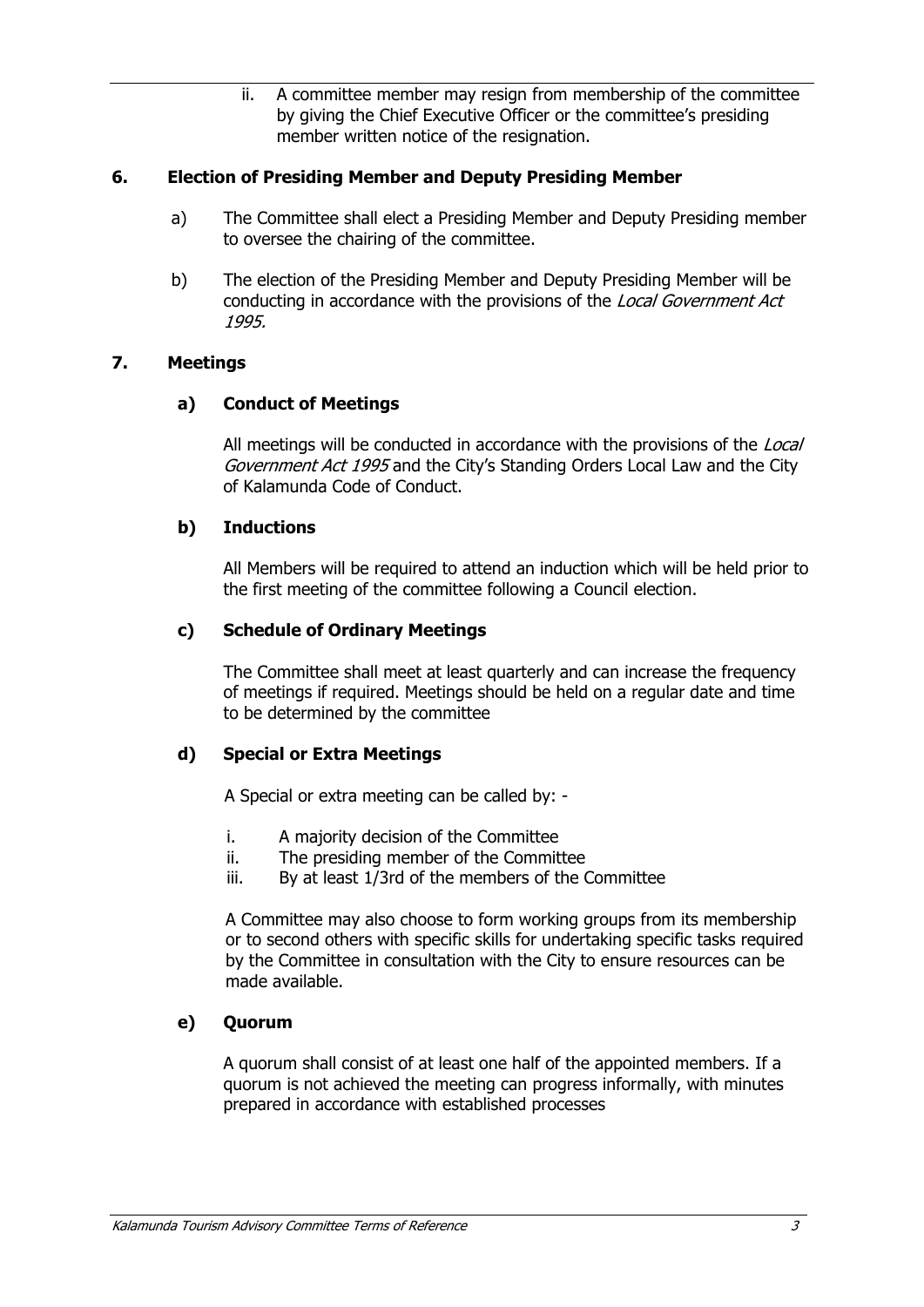ii. A committee member may resign from membership of the committee by giving the Chief Executive Officer or the committee's presiding member written notice of the resignation.

## 6. Election of Presiding Member and Deputy Presiding Member

a) The Committee shall elect a Presiding Member and Deputy Presiding member to oversee the chairing of the committee.

b) The election of the Presiding Member and Deputy Presiding Member will be conducting in accordance with the provisions of the *Local Government Act 1995.*

## 7. Meetings

### a) Conduct of Meetings

All meetings will be conducted in accordance with the provisions of the *Local Government Act 1995* and the City's Standing Orders Local Law and the City of Kalamunda Code of Conduct.

### b) Inductions

All Members will be required to attend an induction which will be held prior to the first meeting of the committee following a Council election.

### c) Schedule of Ordinary Meetings

The Committee shall meet at least quarterly and can increase the frequency of meetings if required. Meetings should be held on a regular date and time to be determined by the committee

### d) Special or Extra Meetings

A Special or extra meeting can be called by: -

i. A majority decision of the Committee
ii. The presiding member of the Committee
iii. By at least 1/3rd of the members of the Committee

A Committee may also choose to form working groups from its membership or to second others with specific skills for undertaking specific tasks required by the Committee in consultation with the City to ensure resources can be made available.

### e) Quorum

A quorum shall consist of at least one half of the appointed members. If a quorum is not achieved the meeting can progress informally, with minutes prepared in accordance with established processes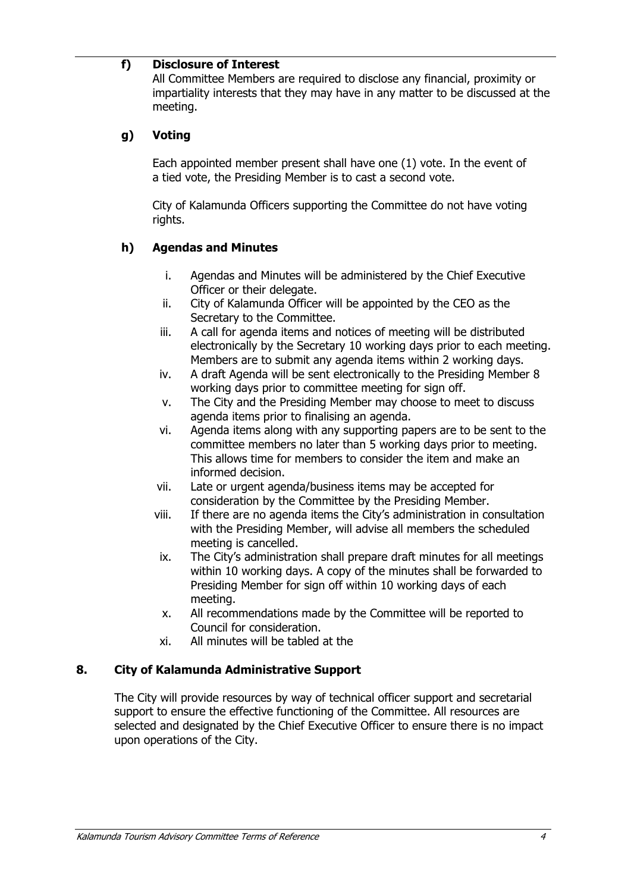**f) Disclosure of Interest**

All Committee Members are required to disclose any financial, proximity or impartiality interests that they may have in any matter to be discussed at the meeting.

**g) Voting**

Each appointed member present shall have one (1) vote. In the event of a tied vote, the Presiding Member is to cast a second vote.

City of Kalamunda Officers supporting the Committee do not have voting rights.

**h) Agendas and Minutes**

i. Agendas and Minutes will be administered by the Chief Executive Officer or their delegate.
ii. City of Kalamunda Officer will be appointed by the CEO as the Secretary to the Committee.
iii. A call for agenda items and notices of meeting will be distributed electronically by the Secretary 10 working days prior to each meeting. Members are to submit any agenda items within 2 working days.
iv. A draft Agenda will be sent electronically to the Presiding Member 8 working days prior to committee meeting for sign off.
v. The City and the Presiding Member may choose to meet to discuss agenda items prior to finalising an agenda.
vi. Agenda items along with any supporting papers are to be sent to the committee members no later than 5 working days prior to meeting. This allows time for members to consider the item and make an informed decision.
vii. Late or urgent agenda/business items may be accepted for consideration by the Committee by the Presiding Member.
viii. If there are no agenda items the City's administration in consultation with the Presiding Member, will advise all members the scheduled meeting is cancelled.
ix. The City's administration shall prepare draft minutes for all meetings within 10 working days. A copy of the minutes shall be forwarded to Presiding Member for sign off within 10 working days of each meeting.
x. All recommendations made by the Committee will be reported to Council for consideration.
xi. All minutes will be tabled at the

## 8. City of Kalamunda Administrative Support

The City will provide resources by way of technical officer support and secretarial support to ensure the effective functioning of the Committee. All resources are selected and designated by the Chief Executive Officer to ensure there is no impact upon operations of the City.